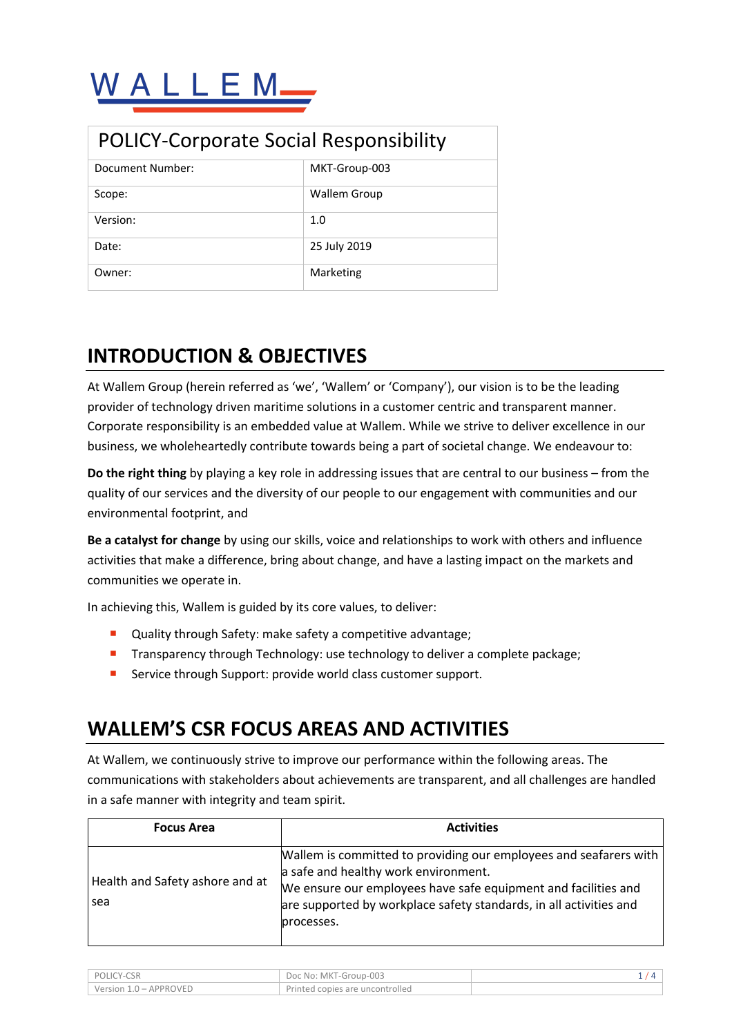WALLEM

| POLICY-Corporate Social Responsibility | |
|---|---|
| Document Number: | MKT-Group-003 |
| Scope: | Wallem Group |
| Version: | 1.0 |
| Date: | 25 July 2019 |
| Owner: | Marketing |

## INTRODUCTION & OBJECTIVES

At Wallem Group (herein referred as 'we', 'Wallem' or 'Company'), our vision is to be the leading provider of technology driven maritime solutions in a customer centric and transparent manner. Corporate responsibility is an embedded value at Wallem. While we strive to deliver excellence in our business, we wholeheartedly contribute towards being a part of societal change. We endeavour to:

**Do the right thing** by playing a key role in addressing issues that are central to our business – from the quality of our services and the diversity of our people to our engagement with communities and our environmental footprint, and

**Be a catalyst for change** by using our skills, voice and relationships to work with others and influence activities that make a difference, bring about change, and have a lasting impact on the markets and communities we operate in.

In achieving this, Wallem is guided by its core values, to deliver:

- Quality through Safety: make safety a competitive advantage;
- Transparency through Technology: use technology to deliver a complete package;
- Service through Support: provide world class customer support.

## WALLEM'S CSR FOCUS AREAS AND ACTIVITIES

At Wallem, we continuously strive to improve our performance within the following areas. The communications with stakeholders about achievements are transparent, and all challenges are handled in a safe manner with integrity and team spirit.

| Focus Area | Activities |
|---|---|
| Health and Safety ashore and at sea | Wallem is committed to providing our employees and seafarers with a safe and healthy work environment.<br>We ensure our employees have safe equipment and facilities and are supported by workplace safety standards, in all activities and processes. |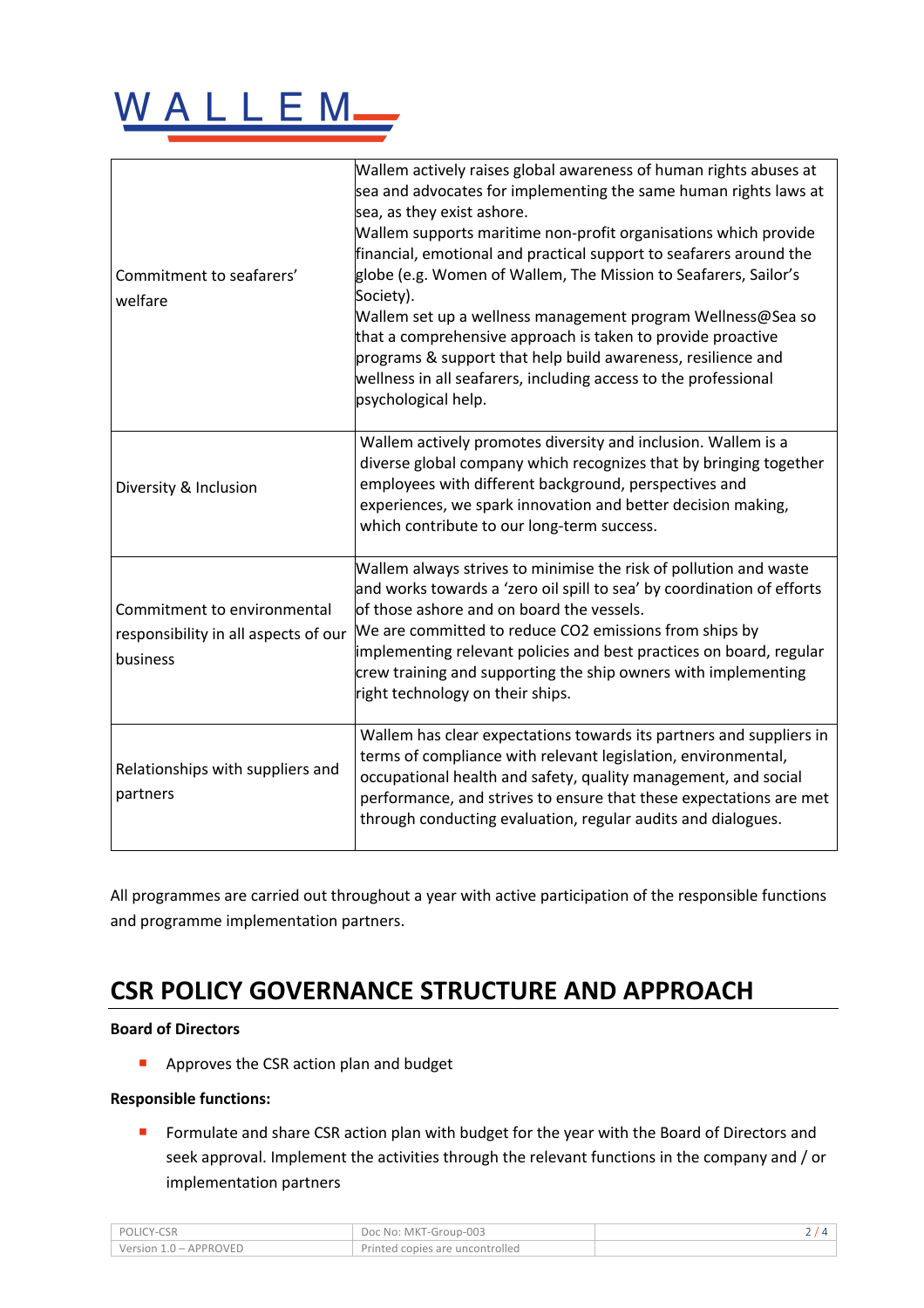| | |
|---|---|
| Commitment to seafarers' welfare | Wallem actively raises global awareness of human rights abuses at sea and advocates for implementing the same human rights laws at sea, as they exist ashore. Wallem supports maritime non-profit organisations which provide financial, emotional and practical support to seafarers around the globe (e.g. Women of Wallem, The Mission to Seafarers, Sailor's Society). Wallem set up a wellness management program Wellness@Sea so that a comprehensive approach is taken to provide proactive programs & support that help build awareness, resilience and wellness in all seafarers, including access to the professional psychological help. |
| Diversity & Inclusion | Wallem actively promotes diversity and inclusion. Wallem is a diverse global company which recognizes that by bringing together employees with different background, perspectives and experiences, we spark innovation and better decision making, which contribute to our long-term success. |
| Commitment to environmental responsibility in all aspects of our business | Wallem always strives to minimise the risk of pollution and waste and works towards a 'zero oil spill to sea' by coordination of efforts of those ashore and on board the vessels. We are committed to reduce $CO_2$ emissions from ships by implementing relevant policies and best practices on board, regular crew training and supporting the ship owners with implementing right technology on their ships. |
| Relationships with suppliers and partners | Wallem has clear expectations towards its partners and suppliers in terms of compliance with relevant legislation, environmental, occupational health and safety, quality management, and social performance, and strives to ensure that these expectations are met through conducting evaluation, regular audits and dialogues. |

All programmes are carried out throughout a year with active participation of the responsible functions and programme implementation partners.

## CSR POLICY GOVERNANCE STRUCTURE AND APPROACH

**Board of Directors**

- Approves the CSR action plan and budget

**Responsible functions:**

- Formulate and share CSR action plan with budget for the year with the Board of Directors and seek approval. Implement the activities through the relevant functions in the company and / or implementation partners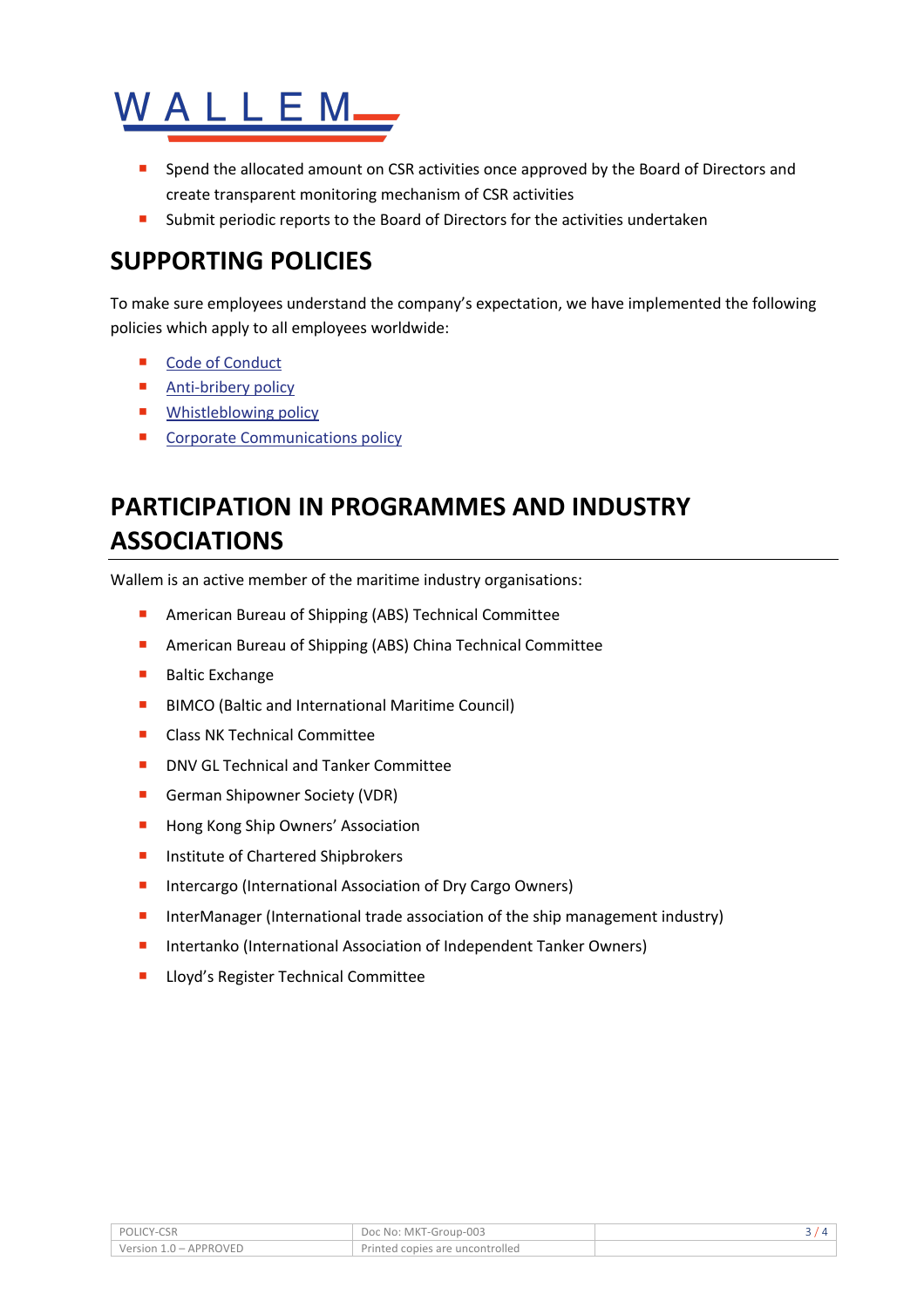- Spend the allocated amount on CSR activities once approved by the Board of Directors and create transparent monitoring mechanism of CSR activities
- Submit periodic reports to the Board of Directors for the activities undertaken

## SUPPORTING POLICIES

To make sure employees understand the company's expectation, we have implemented the following policies which apply to all employees worldwide:

- Code of Conduct
- Anti-bribery policy
- Whistleblowing policy
- Corporate Communications policy

## PARTICIPATION IN PROGRAMMES AND INDUSTRY ASSOCIATIONS

Wallem is an active member of the maritime industry organisations:

- American Bureau of Shipping (ABS) Technical Committee
- American Bureau of Shipping (ABS) China Technical Committee
- Baltic Exchange
- BIMCO (Baltic and International Maritime Council)
- Class NK Technical Committee
- DNV GL Technical and Tanker Committee
- German Shipowner Society (VDR)
- Hong Kong Ship Owners' Association
- Institute of Chartered Shipbrokers
- Intercargo (International Association of Dry Cargo Owners)
- InterManager (International trade association of the ship management industry)
- Intertanko (International Association of Independent Tanker Owners)
- Lloyd's Register Technical Committee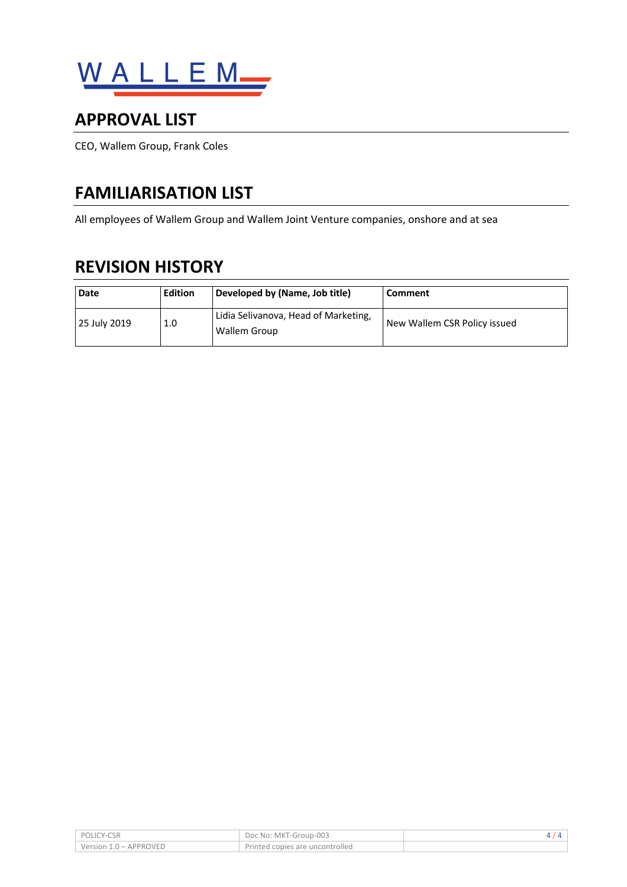## APPROVAL LIST

CEO, Wallem Group, Frank Coles

## FAMILIARISATION LIST

All employees of Wallem Group and Wallem Joint Venture companies, onshore and at sea

## REVISION HISTORY

| Date | Edition | Developed by (Name, Job title) | Comment |
|---|---|---|---|
| 25 July 2019 | 1.0 | Lidia Selivanova, Head of Marketing, Wallem Group | New Wallem CSR Policy issued |